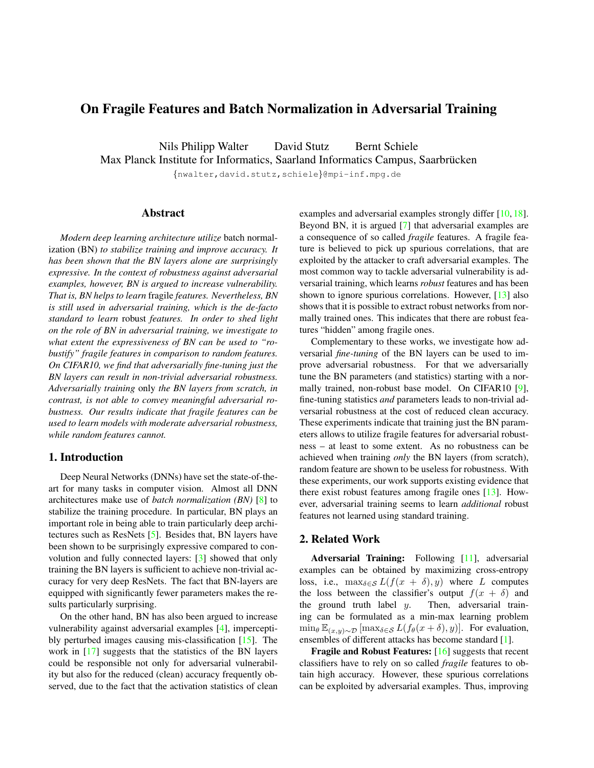# On Fragile Features and Batch Normalization in Adversarial Training

Nils Philipp Walter    David Stutz    Bernt Schiele
Max Planck Institute for Informatics, Saarland Informatics Campus, Saarbrücken
{nwalter,david.stutz,schiele}@mpi-inf.mpg.de

## Abstract

*Modern deep learning architecture utilize* batch normalization (BN) *to stabilize training and improve accuracy. It has been shown that the BN layers alone are surprisingly expressive. In the context of robustness against adversarial examples, however, BN is argued to increase vulnerability. That is, BN helps to learn* fragile *features. Nevertheless, BN is still used in adversarial training, which is the de-facto standard to learn* robust *features. In order to shed light on the role of BN in adversarial training, we investigate to what extent the expressiveness of BN can be used to "robustify" fragile features in comparison to random features. On CIFAR10, we find that adversarially fine-tuning just the BN layers can result in non-trivial adversarial robustness. Adversarially training* only *the BN layers from scratch, in contrast, is not able to convey meaningful adversarial robustness. Our results indicate that fragile features can be used to learn models with moderate adversarial robustness, while random features cannot.*

## 1. Introduction

Deep Neural Networks (DNNs) have set the state-of-the-art for many tasks in computer vision. Almost all DNN architectures make use of *batch normalization (BN)* [8] to stabilize the training procedure. In particular, BN plays an important role in being able to train particularly deep architectures such as ResNets [5]. Besides that, BN layers have been shown to be surprisingly expressive compared to convolution and fully connected layers: [3] showed that only training the BN layers is sufficient to achieve non-trivial accuracy for very deep ResNets. The fact that BN-layers are equipped with significantly fewer parameters makes the results particularly surprising.

On the other hand, BN has also been argued to increase vulnerability against adversarial examples [4], imperceptibly perturbed images causing mis-classification [15]. The work in [17] suggests that the statistics of the BN layers could be responsible not only for adversarial vulnerability but also for the reduced (clean) accuracy frequently observed, due to the fact that the activation statistics of clean examples and adversarial examples strongly differ [10, 18]. Beyond BN, it is argued [7] that adversarial examples are a consequence of so called *fragile* features. A fragile feature is believed to pick up spurious correlations, that are exploited by the attacker to craft adversarial examples. The most common way to tackle adversarial vulnerability is adversarial training, which learns *robust* features and has been shown to ignore spurious correlations. However, [13] also shows that it is possible to extract robust networks from normally trained ones. This indicates that there are robust features "hidden" among fragile ones.

Complementary to these works, we investigate how adversarial *fine-tuning* of the BN layers can be used to improve adversarial robustness. For that we adversarially tune the BN parameters (and statistics) starting with a normally trained, non-robust base model. On CIFAR10 [9], fine-tuning statistics *and* parameters leads to non-trivial adversarial robustness at the cost of reduced clean accuracy. These experiments indicate that training just the BN parameters allows to utilize fragile features for adversarial robustness – at least to some extent. As no robustness can be achieved when training *only* the BN layers (from scratch), random feature are shown to be useless for robustness. With these experiments, our work supports existing evidence that there exist robust features among fragile ones [13]. However, adversarial training seems to learn *additional* robust features not learned using standard training.

## 2. Related Work

**Adversarial Training:** Following [11], adversarial examples can be obtained by maximizing cross-entropy loss, i.e., $\max_{\delta\in\mathcal{S}} L(f(x+\delta), y)$ where $L$ computes the loss between the classifier's output $f(x+\delta)$ and the ground truth label $y$. Then, adversarial training can be formulated as a min-max learning problem $\min_\theta \mathbb{E}_{(x,y)\sim\mathcal{D}}\left[\max_{\delta\in\mathcal{S}} L(f_\theta(x+\delta), y)\right]$. For evaluation, ensembles of different attacks has become standard [1].

**Fragile and Robust Features:** [16] suggests that recent classifiers have to rely on so called *fragile* features to obtain high accuracy. However, these spurious correlations can be exploited by adversarial examples. Thus, improving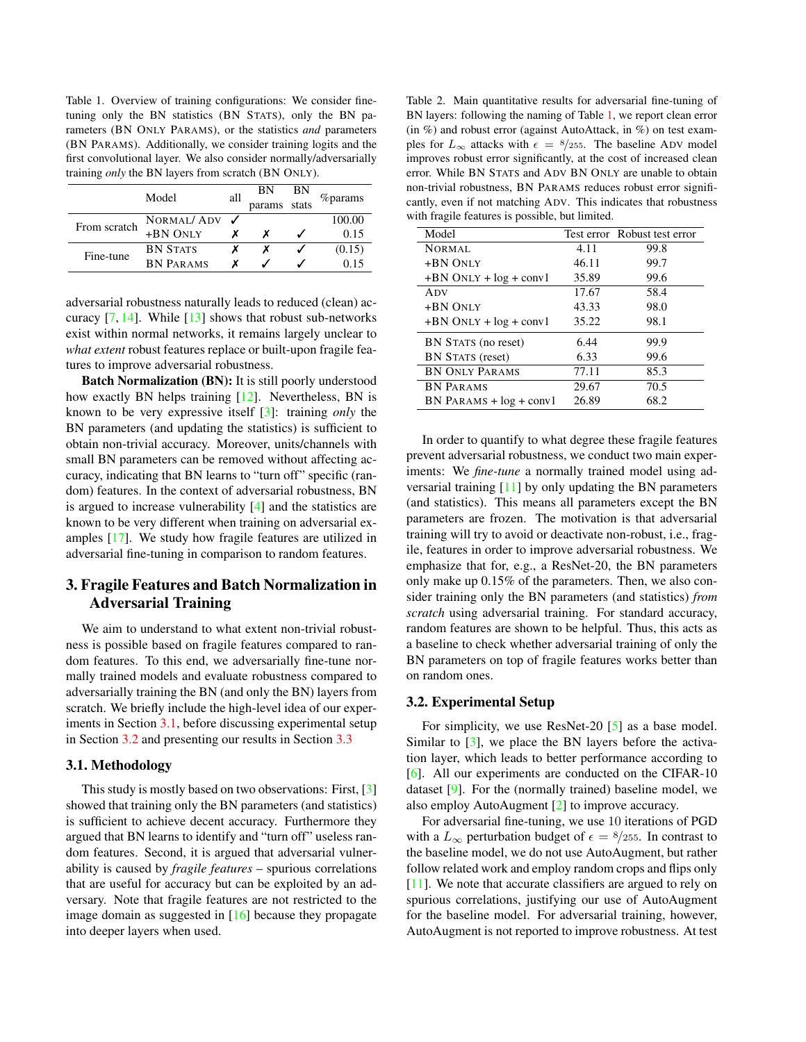Table 1. Overview of training configurations: We consider fine-tuning only the BN statistics (BN STATS), only the BN parameters (BN ONLY PARAMS), or the statistics *and* parameters (BN PARAMS). Additionally, we consider training logits and the first convolutional layer. We also consider normally/adversarially training *only* the BN layers from scratch (BN ONLY).

| | Model | all | BN params | BN stats | %params |
|---|---|---|---|---|---|
| From scratch | NORMAL/ ADV | ✓ | | | 100.00 |
| | +BN ONLY | ✗ | ✗ | ✓ | 0.15 |
| Fine-tune | BN STATS | ✗ | ✗ | ✓ | (0.15) |
| | BN PARAMS | ✗ | ✓ | ✓ | 0.15 |

adversarial robustness naturally leads to reduced (clean) accuracy [7, 14]. While [13] shows that robust sub-networks exist within normal networks, it remains largely unclear to *what extent* robust features replace or built-upon fragile features to improve adversarial robustness.

**Batch Normalization (BN):** It is still poorly understood how exactly BN helps training [12]. Nevertheless, BN is known to be very expressive itself [3]: training *only* the BN parameters (and updating the statistics) is sufficient to obtain non-trivial accuracy. Moreover, units/channels with small BN parameters can be removed without affecting accuracy, indicating that BN learns to "turn off" specific (random) features. In the context of adversarial robustness, BN is argued to increase vulnerability [4] and the statistics are known to be very different when training on adversarial examples [17]. We study how fragile features are utilized in adversarial fine-tuning in comparison to random features.

## 3. Fragile Features and Batch Normalization in Adversarial Training

We aim to understand to what extent non-trivial robustness is possible based on fragile features compared to random features. To this end, we adversarially fine-tune normally trained models and evaluate robustness compared to adversarially training the BN (and only the BN) layers from scratch. We briefly include the high-level idea of our experiments in Section 3.1, before discussing experimental setup in Section 3.2 and presenting our results in Section 3.3

### 3.1. Methodology

This study is mostly based on two observations: First, [3] showed that training only the BN parameters (and statistics) is sufficient to achieve decent accuracy. Furthermore they argued that BN learns to identify and "turn off" useless random features. Second, it is argued that adversarial vulnerability is caused by *fragile features* – spurious correlations that are useful for accuracy but can be exploited by an adversary. Note that fragile features are not restricted to the image domain as suggested in [16] because they propagate into deeper layers when used.

Table 2. Main quantitative results for adversarial fine-tuning of BN layers: following the naming of Table 1, we report clean error (in %) and robust error (against AutoAttack, in %) on test examples for $L_\infty$ attacks with $\epsilon = 8/255$. The baseline ADV model improves robust error significantly, at the cost of increased clean error. While BN STATS and ADV BN ONLY are unable to obtain non-trivial robustness, BN PARAMS reduces robust error significantly, even if not matching ADV. This indicates that robustness with fragile features is possible, but limited.

| Model | Test error | Robust test error |
|---|---|---|
| NORMAL | 4.11 | 99.8 |
| +BN ONLY | 46.11 | 99.7 |
| +BN ONLY + log + conv1 | 35.89 | 99.6 |
| ADV | 17.67 | 58.4 |
| +BN ONLY | 43.33 | 98.0 |
| +BN ONLY + log + conv1 | 35.22 | 98.1 |
| BN STATS (no reset) | 6.44 | 99.9 |
| BN STATS (reset) | 6.33 | 99.6 |
| BN ONLY PARAMS | 77.11 | 85.3 |
| BN PARAMS | 29.67 | 70.5 |
| BN PARAMS + log + conv1 | 26.89 | 68.2 |

In order to quantify to what degree these fragile features prevent adversarial robustness, we conduct two main experiments: We *fine-tune* a normally trained model using adversarial training [11] by only updating the BN parameters (and statistics). This means all parameters except the BN parameters are frozen. The motivation is that adversarial training will try to avoid or deactivate non-robust, i.e., fragile, features in order to improve adversarial robustness. We emphasize that for, e.g., a ResNet-20, the BN parameters only make up 0.15% of the parameters. Then, we also consider training only the BN parameters (and statistics) *from scratch* using adversarial training. For standard accuracy, random features are shown to be helpful. Thus, this acts as a baseline to check whether adversarial training of only the BN parameters on top of fragile features works better than on random ones.

### 3.2. Experimental Setup

For simplicity, we use ResNet-20 [5] as a base model. Similar to [3], we place the BN layers before the activation layer, which leads to better performance according to [6]. All our experiments are conducted on the CIFAR-10 dataset [9]. For the (normally trained) baseline model, we also employ AutoAugment [2] to improve accuracy.

For adversarial fine-tuning, we use 10 iterations of PGD with a $L_\infty$ perturbation budget of $\epsilon = 8/255$. In contrast to the baseline model, we do not use AutoAugment, but rather follow related work and employ random crops and flips only [11]. We note that accurate classifiers are argued to rely on spurious correlations, justifying our use of AutoAugment for the baseline model. For adversarial training, however, AutoAugment is not reported to improve robustness. At test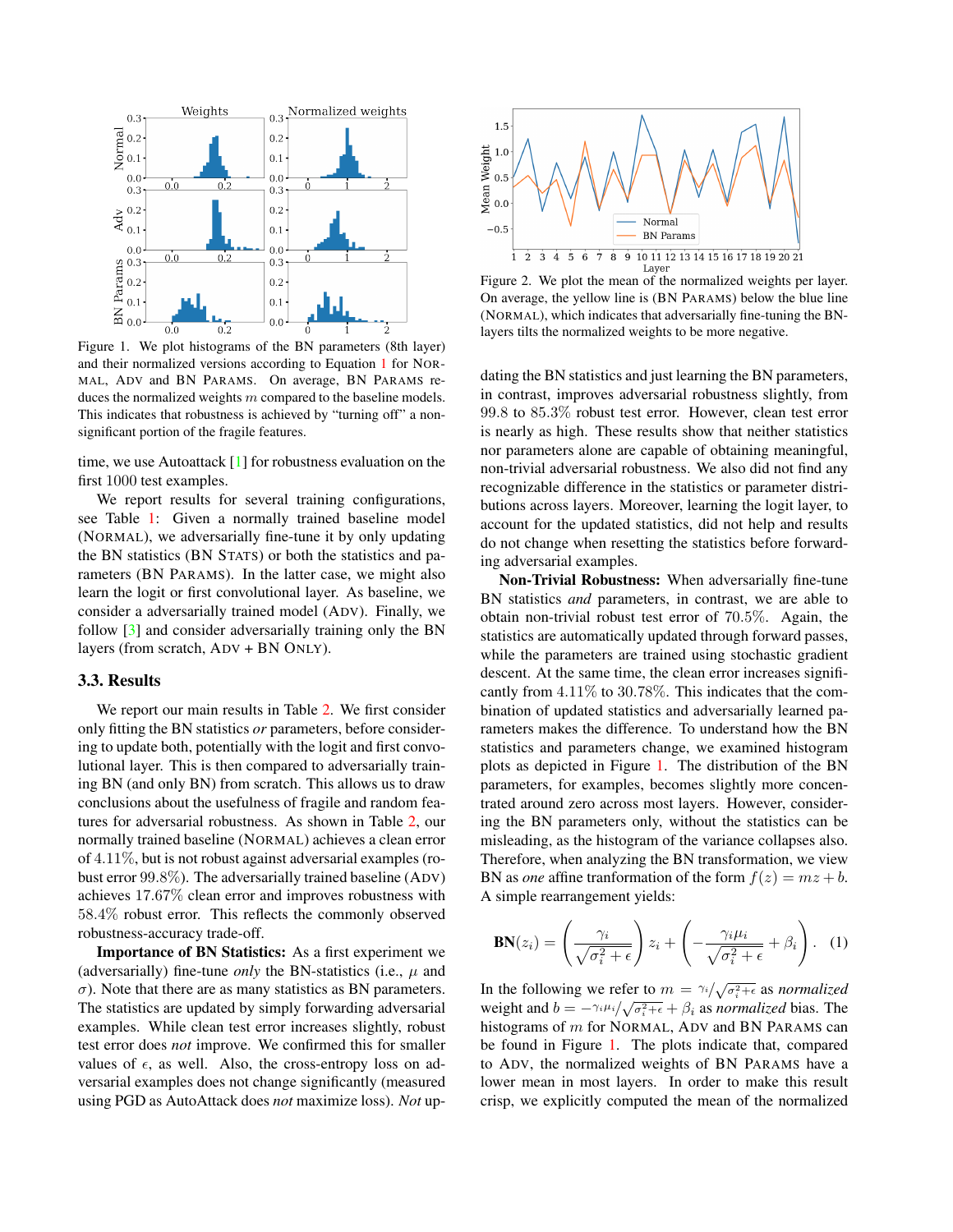Figure 1. We plot histograms of the BN parameters (8th layer) and their normalized versions according to Equation 1 for NORMAL, ADV and BN PARAMS. On average, BN PARAMS reduces the normalized weights $m$ compared to the baseline models. This indicates that robustness is achieved by "turning off" a non-significant portion of the fragile features.

time, we use Autoattack [1] for robustness evaluation on the first 1000 test examples.

We report results for several training configurations, see Table 1: Given a normally trained baseline model (NORMAL), we adversarially fine-tune it by only updating the BN statistics (BN STATS) or both the statistics and parameters (BN PARAMS). In the latter case, we might also learn the logit or first convolutional layer. As baseline, we consider a adversarially trained model (ADV). Finally, we follow [3] and consider adversarially training only the BN layers (from scratch, ADV + BN ONLY).

### 3.3. Results

We report our main results in Table 2. We first consider only fitting the BN statistics *or* parameters, before considering to update both, potentially with the logit and first convolutional layer. This is then compared to adversarially training BN (and only BN) from scratch. This allows us to draw conclusions about the usefulness of fragile and random features for adversarial robustness. As shown in Table 2, our normally trained baseline (NORMAL) achieves a clean error of 4.11%, but is not robust against adversarial examples (robust error 99.8%). The adversarially trained baseline (ADV) achieves 17.67% clean error and improves robustness with 58.4% robust error. This reflects the commonly observed robustness-accuracy trade-off.

**Importance of BN Statistics:** As a first experiment we (adversarially) fine-tune *only* the BN-statistics (i.e., $\mu$ and $\sigma$). Note that there are as many statistics as BN parameters. The statistics are updated by simply forwarding adversarial examples. While clean test error increases slightly, robust test error does *not* improve. We confirmed this for smaller values of $\epsilon$, as well. Also, the cross-entropy loss on adversarial examples does not change significantly (measured using PGD as AutoAttack does *not* maximize loss). *Not* updating the BN statistics and just learning the BN parameters, in contrast, improves adversarial robustness slightly, from 99.8 to 85.3% robust test error. However, clean test error is nearly as high. These results show that neither statistics nor parameters alone are capable of obtaining meaningful, non-trivial adversarial robustness. We also did not find any recognizable difference in the statistics or parameter distributions across layers. Moreover, learning the logit layer, to account for the updated statistics, did not help and results do not change when resetting the statistics before forwarding adversarial examples.

Figure 2. We plot the mean of the normalized weights per layer. On average, the yellow line is (BN PARAMS) below the blue line (NORMAL), which indicates that adversarially fine-tuning the BN-layers tilts the normalized weights to be more negative.

**Non-Trivial Robustness:** When adversarially fine-tune BN statistics *and* parameters, in contrast, we are able to obtain non-trivial robust test error of 70.5%. Again, the statistics are automatically updated through forward passes, while the parameters are trained using stochastic gradient descent. At the same time, the clean error increases significantly from 4.11% to 30.78%. This indicates that the combination of updated statistics and adversarially learned parameters makes the difference. To understand how the BN statistics and parameters change, we examined histogram plots as depicted in Figure 1. The distribution of the BN parameters, for examples, becomes slightly more concentrated around zero across most layers. However, considering the BN parameters only, without the statistics can be misleading, as the histogram of the variance collapses also. Therefore, when analyzing the BN transformation, we view BN as *one* affine transformation of the form $f(z) = mz + b$. A simple rearrangement yields:

$$\textbf{BN}(z_i) = \left(\frac{\gamma_i}{\sqrt{\sigma_i^2 + \epsilon}}\right) z_i + \left(-\frac{\gamma_i \mu_i}{\sqrt{\sigma_i^2 + \epsilon}} + \beta_i\right). \quad (1)$$

In the following we refer to $m = \gamma_i / \sqrt{\sigma_i^2+\epsilon}$ as *normalized* weight and $b = -\gamma_i\mu_i / \sqrt{\sigma_i^2+\epsilon} + \beta_i$ as *normalized* bias. The histograms of $m$ for NORMAL, ADV and BN PARAMS can be found in Figure 1. The plots indicate that, compared to ADV, the normalized weights of BN PARAMS have a lower mean in most layers. In order to make this result crisp, we explicitly computed the mean of the normalized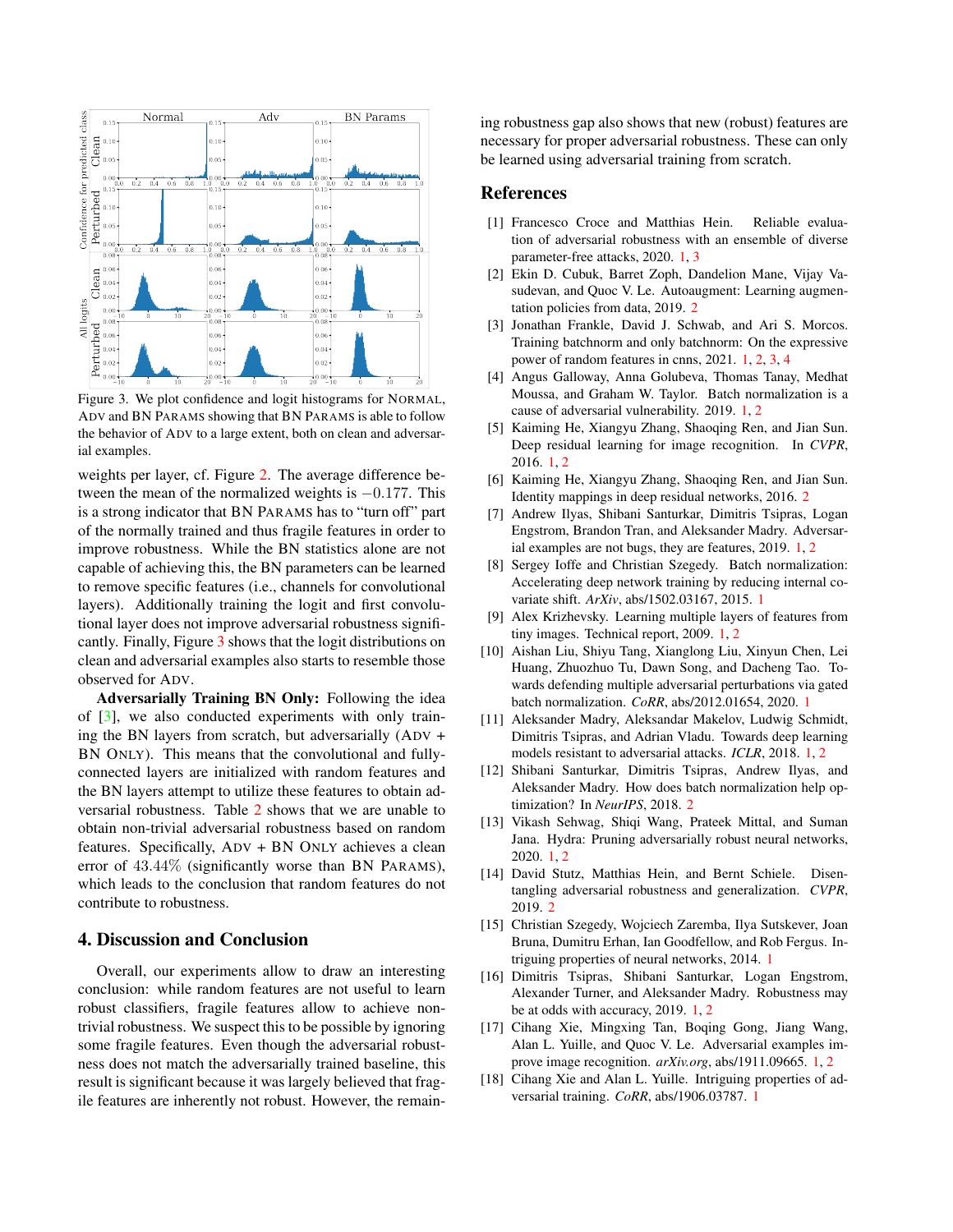Normal Adv BN Params

Confidence for predicted class

Clean

Perturbed

All logits

Clean

Perturbed

Figure 3. We plot confidence and logit histograms for NORMAL, ADV and BN PARAMS showing that BN PARAMS is able to follow the behavior of ADV to a large extent, both on clean and adversarial examples.

weights per layer, cf. Figure 2. The average difference between the mean of the normalized weights is $-0.177$. This is a strong indicator that BN PARAMS has to "turn off" part of the normally trained and thus fragile features in order to improve robustness. While the BN statistics alone are not capable of achieving this, the BN parameters can be learned to remove specific features (i.e., channels for convolutional layers). Additionally training the logit and first convolutional layer does not improve adversarial robustness significantly. Finally, Figure 3 shows that the logit distributions on clean and adversarial examples also starts to resemble those observed for ADV.

**Adversarially Training BN Only:** Following the idea of [3], we also conducted experiments with only training the BN layers from scratch, but adversarially (ADV + BN ONLY). This means that the convolutional and fully-connected layers are initialized with random features and the BN layers attempt to utilize these features to obtain adversarial robustness. Table 2 shows that we are unable to obtain non-trivial adversarial robustness based on random features. Specifically, ADV + BN ONLY achieves a clean error of $43.44\%$ (significantly worse than BN PARAMS), which leads to the conclusion that random features do not contribute to robustness.

## 4. Discussion and Conclusion

Overall, our experiments allow to draw an interesting conclusion: while random features are not useful to learn robust classifiers, fragile features allow to achieve non-trivial robustness. We suspect this to be possible by ignoring some fragile features. Even though the adversarial robustness does not match the adversarially trained baseline, this result is significant because it was largely believed that fragile features are inherently not robust. However, the remaining robustness gap also shows that new (robust) features are necessary for proper adversarial robustness. These can only be learned using adversarial training from scratch.

## References

[1] Francesco Croce and Matthias Hein. Reliable evaluation of adversarial robustness with an ensemble of diverse parameter-free attacks, 2020. 1, 3

[2] Ekin D. Cubuk, Barret Zoph, Dandelion Mane, Vijay Vasudevan, and Quoc V. Le. Autoaugment: Learning augmentation policies from data, 2019. 2

[3] Jonathan Frankle, David J. Schwab, and Ari S. Morcos. Training batchnorm and only batchnorm: On the expressive power of random features in cnns, 2021. 1, 2, 3, 4

[4] Angus Galloway, Anna Golubeva, Thomas Tanay, Medhat Moussa, and Graham W. Taylor. Batch normalization is a cause of adversarial vulnerability. 2019. 1, 2

[5] Kaiming He, Xiangyu Zhang, Shaoqing Ren, and Jian Sun. Deep residual learning for image recognition. In *CVPR*, 2016. 1, 2

[6] Kaiming He, Xiangyu Zhang, Shaoqing Ren, and Jian Sun. Identity mappings in deep residual networks, 2016. 2

[7] Andrew Ilyas, Shibani Santurkar, Dimitris Tsipras, Logan Engstrom, Brandon Tran, and Aleksander Madry. Adversarial examples are not bugs, they are features, 2019. 1, 2

[8] Sergey Ioffe and Christian Szegedy. Batch normalization: Accelerating deep network training by reducing internal covariate shift. *ArXiv*, abs/1502.03167, 2015. 1

[9] Alex Krizhevsky. Learning multiple layers of features from tiny images. Technical report, 2009. 1, 2

[10] Aishan Liu, Shiyu Tang, Xianglong Liu, Xinyun Chen, Lei Huang, Zhuozhuo Tu, Dawn Song, and Dacheng Tao. Towards defending multiple adversarial perturbations via gated batch normalization. *CoRR*, abs/2012.01654, 2020. 1

[11] Aleksander Madry, Aleksandar Makelov, Ludwig Schmidt, Dimitris Tsipras, and Adrian Vladu. Towards deep learning models resistant to adversarial attacks. *ICLR*, 2018. 1, 2

[12] Shibani Santurkar, Dimitris Tsipras, Andrew Ilyas, and Aleksander Madry. How does batch normalization help optimization? In *NeurIPS*, 2018. 2

[13] Vikash Sehwag, Shiqi Wang, Prateek Mittal, and Suman Jana. Hydra: Pruning adversarially robust neural networks, 2020. 1, 2

[14] David Stutz, Matthias Hein, and Bernt Schiele. Disentangling adversarial robustness and generalization. *CVPR*, 2019. 2

[15] Christian Szegedy, Wojciech Zaremba, Ilya Sutskever, Joan Bruna, Dumitru Erhan, Ian Goodfellow, and Rob Fergus. Intriguing properties of neural networks, 2014. 1

[16] Dimitris Tsipras, Shibani Santurkar, Logan Engstrom, Alexander Turner, and Aleksander Madry. Robustness may be at odds with accuracy, 2019. 1, 2

[17] Cihang Xie, Mingxing Tan, Boqing Gong, Jiang Wang, Alan L. Yuille, and Quoc V. Le. Adversarial examples improve image recognition. *arXiv.org*, abs/1911.09665. 1, 2

[18] Cihang Xie and Alan L. Yuille. Intriguing properties of adversarial training. *CoRR*, abs/1906.03787. 1